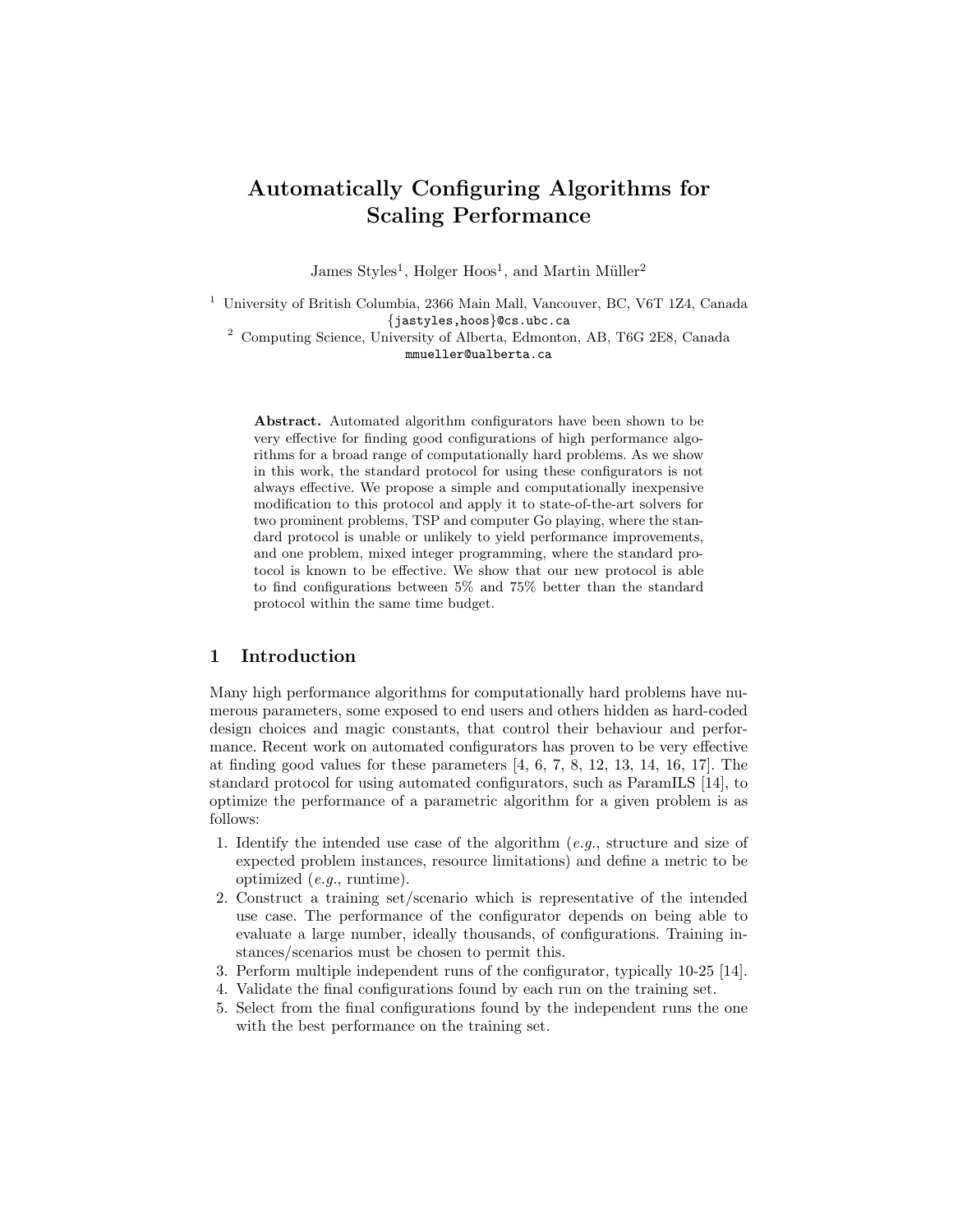# Automatically Configuring Algorithms for Scaling Performance

James Styles[1], Holger Hoos[1], and Martin Müller[2]

[1] University of British Columbia, 2366 Main Mall, Vancouver, BC, V6T 1Z4, Canada
{jastyles,hoos}@cs.ubc.ca

[2] Computing Science, University of Alberta, Edmonton, AB, T6G 2E8, Canada
mmueller@ualberta.ca

**Abstract.** Automated algorithm configurators have been shown to be very effective for finding good configurations of high performance algorithms for a broad range of computationally hard problems. As we show in this work, the standard protocol for using these configurators is not always effective. We propose a simple and computationally inexpensive modification to this protocol and apply it to state-of-the-art solvers for two prominent problems, TSP and computer Go playing, where the standard protocol is unable or unlikely to yield performance improvements, and one problem, mixed integer programming, where the standard protocol is known to be effective. We show that our new protocol is able to find configurations between 5% and 75% better than the standard protocol within the same time budget.

## 1 Introduction

Many high performance algorithms for computationally hard problems have numerous parameters, some exposed to end users and others hidden as hard-coded design choices and magic constants, that control their behaviour and performance. Recent work on automated configurators has proven to be very effective at finding good values for these parameters [4, 6, 7, 8, 12, 13, 14, 16, 17]. The standard protocol for using automated configurators, such as ParamILS [14], to optimize the performance of a parametric algorithm for a given problem is as follows:

1. Identify the intended use case of the algorithm (*e.g.*, structure and size of expected problem instances, resource limitations) and define a metric to be optimized (*e.g.*, runtime).
2. Construct a training set/scenario which is representative of the intended use case. The performance of the configurator depends on being able to evaluate a large number, ideally thousands, of configurations. Training instances/scenarios must be chosen to permit this.
3. Perform multiple independent runs of the configurator, typically 10-25 [14].
4. Validate the final configurations found by each run on the training set.
5. Select from the final configurations found by the independent runs the one with the best performance on the training set.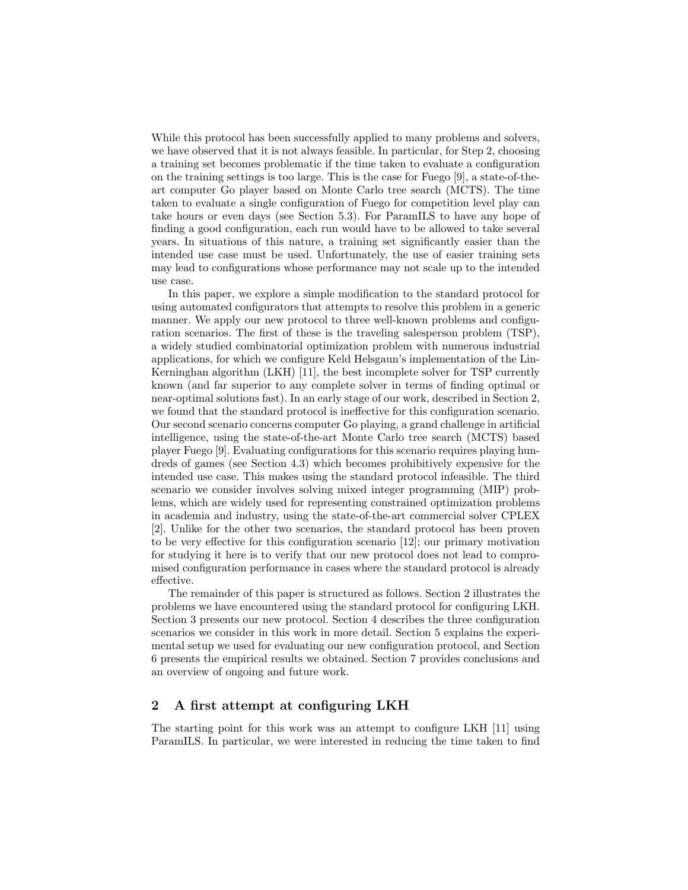While this protocol has been successfully applied to many problems and solvers, we have observed that it is not always feasible. In particular, for Step 2, choosing a training set becomes problematic if the time taken to evaluate a configuration on the training settings is too large. This is the case for Fuego [9], a state-of-the-art computer Go player based on Monte Carlo tree search (MCTS). The time taken to evaluate a single configuration of Fuego for competition level play can take hours or even days (see Section 5.3). For ParamILS to have any hope of finding a good configuration, each run would have to be allowed to take several years. In situations of this nature, a training set significantly easier than the intended use case must be used. Unfortunately, the use of easier training sets may lead to configurations whose performance may not scale up to the intended use case.

In this paper, we explore a simple modification to the standard protocol for using automated configurators that attempts to resolve this problem in a generic manner. We apply our new protocol to three well-known problems and configuration scenarios. The first of these is the traveling salesperson problem (TSP), a widely studied combinatorial optimization problem with numerous industrial applications, for which we configure Keld Helsgaun's implementation of the Lin-Kerninghan algorithm (LKH) [11], the best incomplete solver for TSP currently known (and far superior to any complete solver in terms of finding optimal or near-optimal solutions fast). In an early stage of our work, described in Section 2, we found that the standard protocol is ineffective for this configuration scenario. Our second scenario concerns computer Go playing, a grand challenge in artificial intelligence, using the state-of-the-art Monte Carlo tree search (MCTS) based player Fuego [9]. Evaluating configurations for this scenario requires playing hundreds of games (see Section 4.3) which becomes prohibitively expensive for the intended use case. This makes using the standard protocol infeasible. The third scenario we consider involves solving mixed integer programming (MIP) problems, which are widely used for representing constrained optimization problems in academia and industry, using the state-of-the-art commercial solver CPLEX [2]. Unlike for the other two scenarios, the standard protocol has been proven to be very effective for this configuration scenario [12]; our primary motivation for studying it here is to verify that our new protocol does not lead to compromised configuration performance in cases where the standard protocol is already effective.

The remainder of this paper is structured as follows. Section 2 illustrates the problems we have encountered using the standard protocol for configuring LKH. Section 3 presents our new protocol. Section 4 describes the three configuration scenarios we consider in this work in more detail. Section 5 explains the experimental setup we used for evaluating our new configuration protocol, and Section 6 presents the empirical results we obtained. Section 7 provides conclusions and an overview of ongoing and future work.

## 2 A first attempt at configuring LKH

The starting point for this work was an attempt to configure LKH [11] using ParamILS. In particular, we were interested in reducing the time taken to find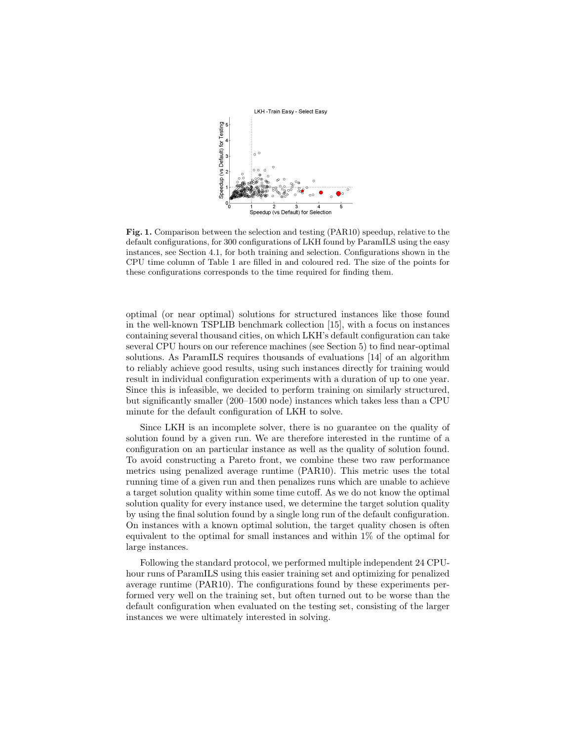**Fig. 1.** Comparison between the selection and testing (PAR10) speedup, relative to the default configurations, for 300 configurations of LKH found by ParamILS using the easy instances, see Section 4.1, for both training and selection. Configurations shown in the CPU time column of Table 1 are filled in and coloured red. The size of the points for these configurations corresponds to the time required for finding them.

optimal (or near optimal) solutions for structured instances like those found in the well-known TSPLIB benchmark collection [15], with a focus on instances containing several thousand cities, on which LKH's default configuration can take several CPU hours on our reference machines (see Section 5) to find near-optimal solutions. As ParamILS requires thousands of evaluations [14] of an algorithm to reliably achieve good results, using such instances directly for training would result in individual configuration experiments with a duration of up to one year. Since this is infeasible, we decided to perform training on similarly structured, but significantly smaller (200–1500 node) instances which takes less than a CPU minute for the default configuration of LKH to solve.

Since LKH is an incomplete solver, there is no guarantee on the quality of solution found by a given run. We are therefore interested in the runtime of a configuration on an particular instance as well as the quality of solution found. To avoid constructing a Pareto front, we combine these two raw performance metrics using penalized average runtime (PAR10). This metric uses the total running time of a given run and then penalizes runs which are unable to achieve a target solution quality within some time cutoff. As we do not know the optimal solution quality for every instance used, we determine the target solution quality by using the final solution found by a single long run of the default configuration. On instances with a known optimal solution, the target quality chosen is often equivalent to the optimal for small instances and within 1% of the optimal for large instances.

Following the standard protocol, we performed multiple independent 24 CPU-hour runs of ParamILS using this easier training set and optimizing for penalized average runtime (PAR10). The configurations found by these experiments performed very well on the training set, but often turned out to be worse than the default configuration when evaluated on the testing set, consisting of the larger instances we were ultimately interested in solving.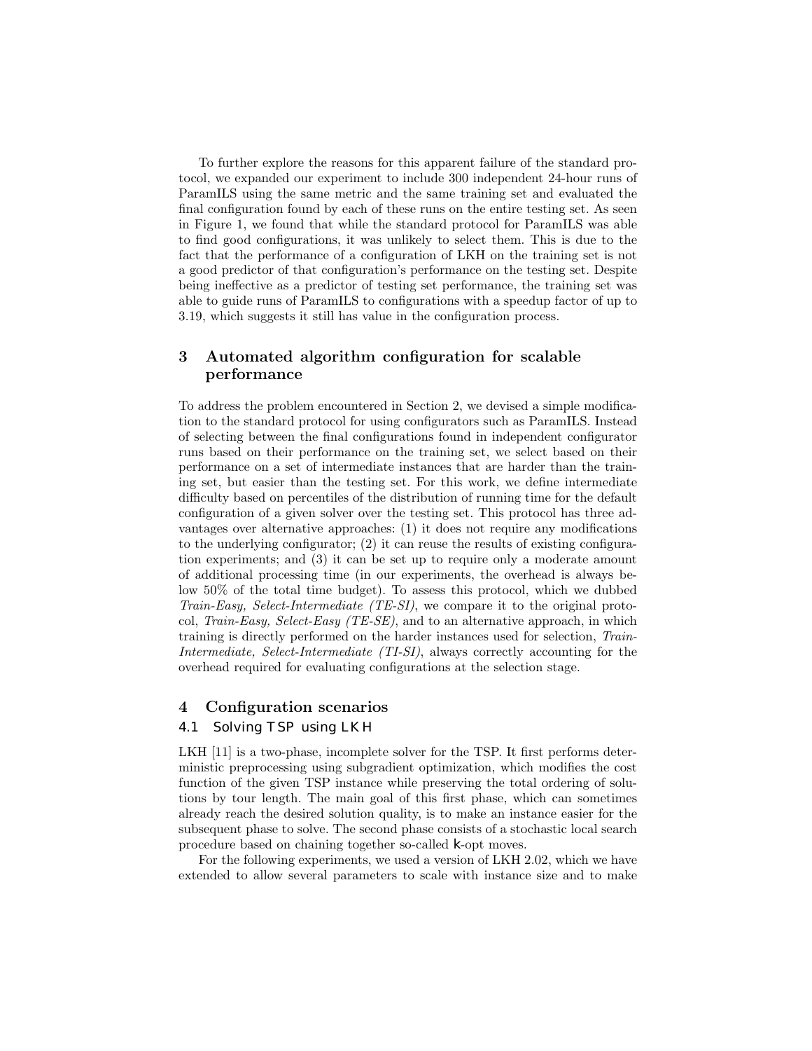To further explore the reasons for this apparent failure of the standard protocol, we expanded our experiment to include 300 independent 24-hour runs of ParamILS using the same metric and the same training set and evaluated the final configuration found by each of these runs on the entire testing set. As seen in Figure 1, we found that while the standard protocol for ParamILS was able to find good configurations, it was unlikely to select them. This is due to the fact that the performance of a configuration of LKH on the training set is not a good predictor of that configuration's performance on the testing set. Despite being ineffective as a predictor of testing set performance, the training set was able to guide runs of ParamILS to configurations with a speedup factor of up to 3.19, which suggests it still has value in the configuration process.

## 3 Automated algorithm configuration for scalable performance

To address the problem encountered in Section 2, we devised a simple modification to the standard protocol for using configurators such as ParamILS. Instead of selecting between the final configurations found in independent configurator runs based on their performance on the training set, we select based on their performance on a set of intermediate instances that are harder than the training set, but easier than the testing set. For this work, we define intermediate difficulty based on percentiles of the distribution of running time for the default configuration of a given solver over the testing set. This protocol has three advantages over alternative approaches: (1) it does not require any modifications to the underlying configurator; (2) it can reuse the results of existing configuration experiments; and (3) it can be set up to require only a moderate amount of additional processing time (in our experiments, the overhead is always below 50% of the total time budget). To assess this protocol, which we dubbed *Train-Easy, Select-Intermediate (TE-SI)*, we compare it to the original protocol, *Train-Easy, Select-Easy (TE-SE)*, and to an alternative approach, in which training is directly performed on the harder instances used for selection, *Train-Intermediate, Select-Intermediate (TI-SI)*, always correctly accounting for the overhead required for evaluating configurations at the selection stage.

## 4 Configuration scenarios

### 4.1 Solving TSP using LKH

LKH [11] is a two-phase, incomplete solver for the TSP. It first performs deterministic preprocessing using subgradient optimization, which modifies the cost function of the given TSP instance while preserving the total ordering of solutions by tour length. The main goal of this first phase, which can sometimes already reach the desired solution quality, is to make an instance easier for the subsequent phase to solve. The second phase consists of a stochastic local search procedure based on chaining together so-called $k$-opt moves.

For the following experiments, we used a version of LKH 2.02, which we have extended to allow several parameters to scale with instance size and to make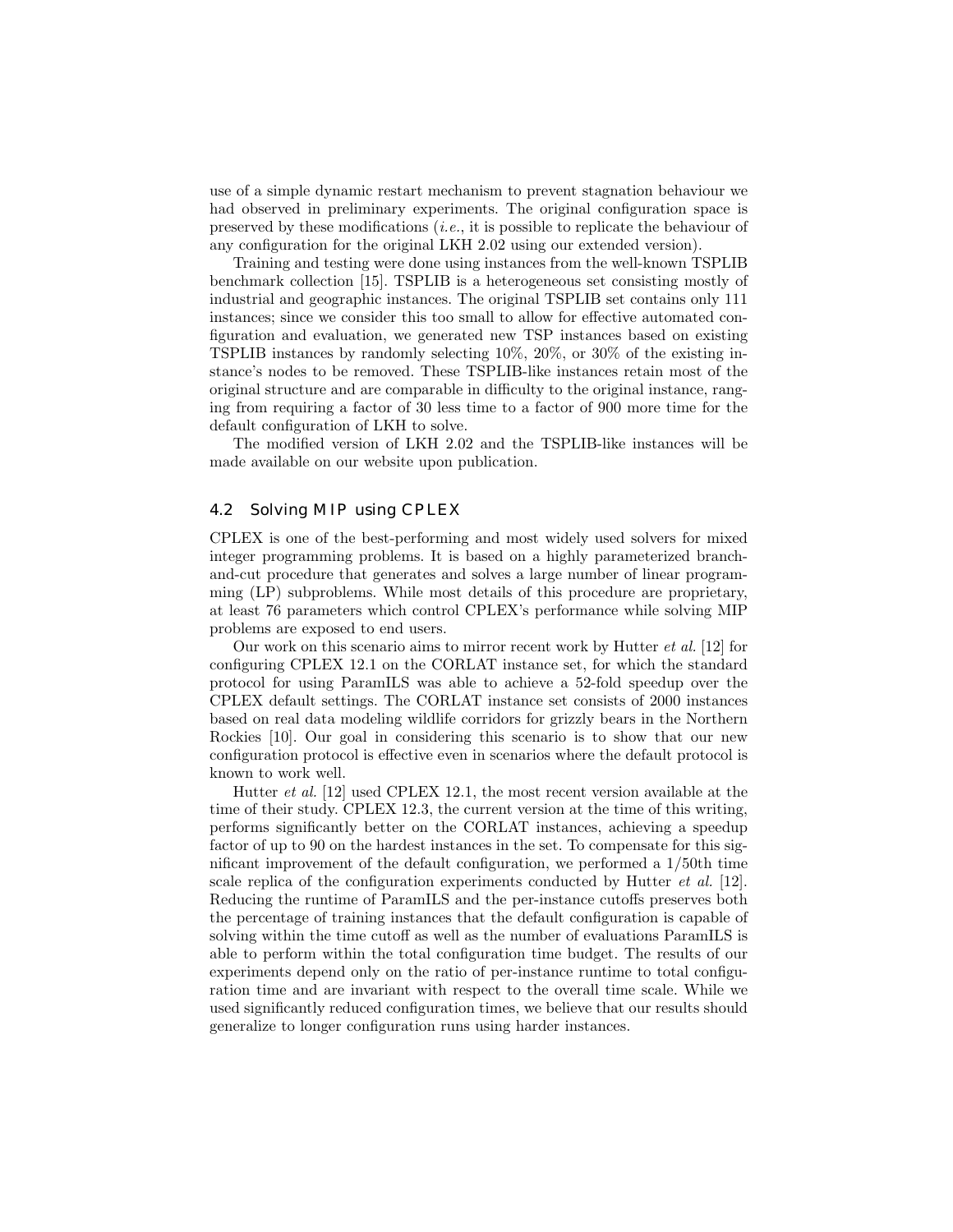use of a simple dynamic restart mechanism to prevent stagnation behaviour we had observed in preliminary experiments. The original configuration space is preserved by these modifications (*i.e.*, it is possible to replicate the behaviour of any configuration for the original LKH 2.02 using our extended version).

Training and testing were done using instances from the well-known TSPLIB benchmark collection [15]. TSPLIB is a heterogeneous set consisting mostly of industrial and geographic instances. The original TSPLIB set contains only 111 instances; since we consider this too small to allow for effective automated configuration and evaluation, we generated new TSP instances based on existing TSPLIB instances by randomly selecting 10%, 20%, or 30% of the existing instance's nodes to be removed. These TSPLIB-like instances retain most of the original structure and are comparable in difficulty to the original instance, ranging from requiring a factor of 30 less time to a factor of 900 more time for the default configuration of LKH to solve.

The modified version of LKH 2.02 and the TSPLIB-like instances will be made available on our website upon publication.

### 4.2 Solving MIP using CPLEX

CPLEX is one of the best-performing and most widely used solvers for mixed integer programming problems. It is based on a highly parameterized branch-and-cut procedure that generates and solves a large number of linear programming (LP) subproblems. While most details of this procedure are proprietary, at least 76 parameters which control CPLEX's performance while solving MIP problems are exposed to end users.

Our work on this scenario aims to mirror recent work by Hutter *et al.* [12] for configuring CPLEX 12.1 on the CORLAT instance set, for which the standard protocol for using ParamILS was able to achieve a 52-fold speedup over the CPLEX default settings. The CORLAT instance set consists of 2000 instances based on real data modeling wildlife corridors for grizzly bears in the Northern Rockies [10]. Our goal in considering this scenario is to show that our new configuration protocol is effective even in scenarios where the default protocol is known to work well.

Hutter *et al.* [12] used CPLEX 12.1, the most recent version available at the time of their study. CPLEX 12.3, the current version at the time of this writing, performs significantly better on the CORLAT instances, achieving a speedup factor of up to 90 on the hardest instances in the set. To compensate for this significant improvement of the default configuration, we performed a 1/50th time scale replica of the configuration experiments conducted by Hutter *et al.* [12]. Reducing the runtime of ParamILS and the per-instance cutoffs preserves both the percentage of training instances that the default configuration is capable of solving within the time cutoff as well as the number of evaluations ParamILS is able to perform within the total configuration time budget. The results of our experiments depend only on the ratio of per-instance runtime to total configuration time and are invariant with respect to the overall time scale. While we used significantly reduced configuration times, we believe that our results should generalize to longer configuration runs using harder instances.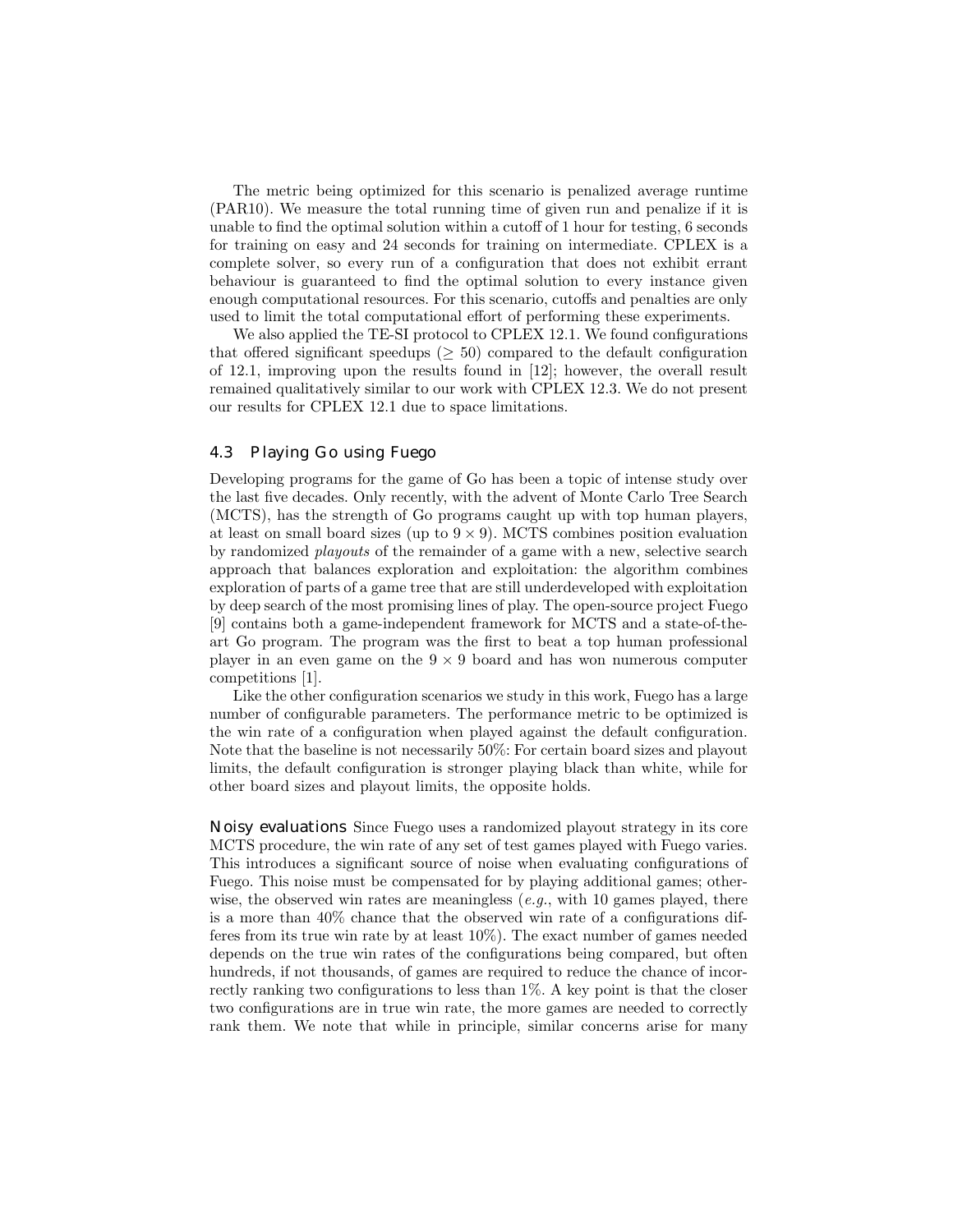The metric being optimized for this scenario is penalized average runtime (PAR10). We measure the total running time of given run and penalize if it is unable to find the optimal solution within a cutoff of 1 hour for testing, 6 seconds for training on easy and 24 seconds for training on intermediate. CPLEX is a complete solver, so every run of a configuration that does not exhibit errant behaviour is guaranteed to find the optimal solution to every instance given enough computational resources. For this scenario, cutoffs and penalties are only used to limit the total computational effort of performing these experiments.

We also applied the TE-SI protocol to CPLEX 12.1. We found configurations that offered significant speedups ($\geq 50$) compared to the default configuration of 12.1, improving upon the results found in [12]; however, the overall result remained qualitatively similar to our work with CPLEX 12.3. We do not present our results for CPLEX 12.1 due to space limitations.

### 4.3 Playing Go using Fuego

Developing programs for the game of Go has been a topic of intense study over the last five decades. Only recently, with the advent of Monte Carlo Tree Search (MCTS), has the strength of Go programs caught up with top human players, at least on small board sizes (up to $9 \times 9$). MCTS combines position evaluation by randomized *playouts* of the remainder of a game with a new, selective search approach that balances exploration and exploitation: the algorithm combines exploration of parts of a game tree that are still underdeveloped with exploitation by deep search of the most promising lines of play. The open-source project Fuego [9] contains both a game-independent framework for MCTS and a state-of-the-art Go program. The program was the first to beat a top human professional player in an even game on the $9 \times 9$ board and has won numerous computer competitions [1].

Like the other configuration scenarios we study in this work, Fuego has a large number of configurable parameters. The performance metric to be optimized is the win rate of a configuration when played against the default configuration. Note that the baseline is not necessarily 50%: For certain board sizes and playout limits, the default configuration is stronger playing black than white, while for other board sizes and playout limits, the opposite holds.

**Noisy evaluations** Since Fuego uses a randomized playout strategy in its core MCTS procedure, the win rate of any set of test games played with Fuego varies. This introduces a significant source of noise when evaluating configurations of Fuego. This noise must be compensated for by playing additional games; otherwise, the observed win rates are meaningless (*e.g.*, with 10 games played, there is a more than 40% chance that the observed win rate of a configurations differes from its true win rate by at least 10%). The exact number of games needed depends on the true win rates of the configurations being compared, but often hundreds, if not thousands, of games are required to reduce the chance of incorrectly ranking two configurations to less than 1%. A key point is that the closer two configurations are in true win rate, the more games are needed to correctly rank them. We note that while in principle, similar concerns arise for many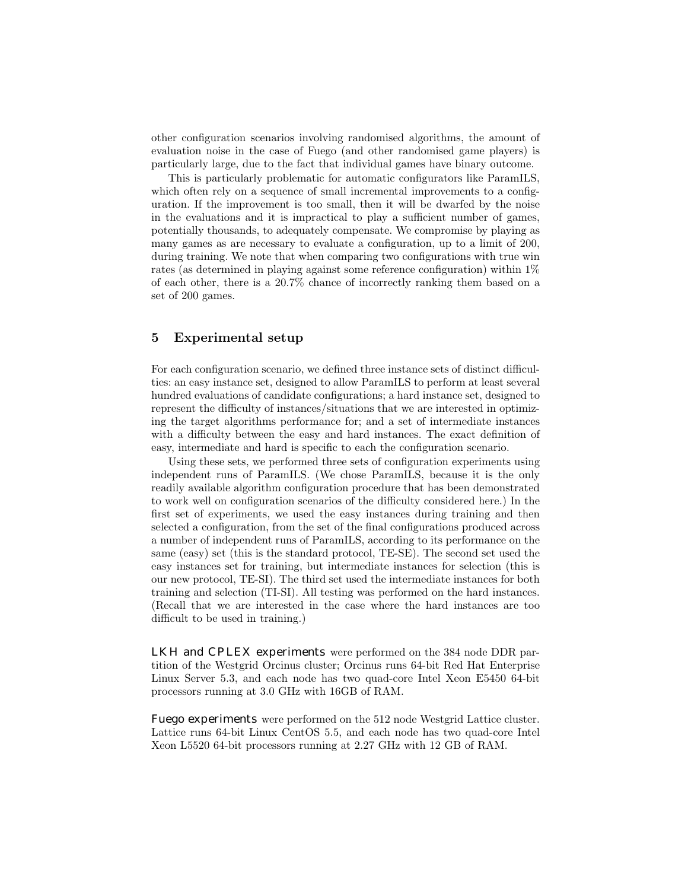other configuration scenarios involving randomised algorithms, the amount of evaluation noise in the case of Fuego (and other randomised game players) is particularly large, due to the fact that individual games have binary outcome.

This is particularly problematic for automatic configurators like ParamILS, which often rely on a sequence of small incremental improvements to a configuration. If the improvement is too small, then it will be dwarfed by the noise in the evaluations and it is impractical to play a sufficient number of games, potentially thousands, to adequately compensate. We compromise by playing as many games as are necessary to evaluate a configuration, up to a limit of 200, during training. We note that when comparing two configurations with true win rates (as determined in playing against some reference configuration) within 1% of each other, there is a 20.7% chance of incorrectly ranking them based on a set of 200 games.

## 5 Experimental setup

For each configuration scenario, we defined three instance sets of distinct difficulties: an easy instance set, designed to allow ParamILS to perform at least several hundred evaluations of candidate configurations; a hard instance set, designed to represent the difficulty of instances/situations that we are interested in optimizing the target algorithms performance for; and a set of intermediate instances with a difficulty between the easy and hard instances. The exact definition of easy, intermediate and hard is specific to each the configuration scenario.

Using these sets, we performed three sets of configuration experiments using independent runs of ParamILS. (We chose ParamILS, because it is the only readily available algorithm configuration procedure that has been demonstrated to work well on configuration scenarios of the difficulty considered here.) In the first set of experiments, we used the easy instances during training and then selected a configuration, from the set of the final configurations produced across a number of independent runs of ParamILS, according to its performance on the same (easy) set (this is the standard protocol, TE-SE). The second set used the easy instances set for training, but intermediate instances for selection (this is our new protocol, TE-SI). The third set used the intermediate instances for both training and selection (TI-SI). All testing was performed on the hard instances. (Recall that we are interested in the case where the hard instances are too difficult to be used in training.)

**LKH and CPLEX experiments** were performed on the 384 node DDR partition of the Westgrid Orcinus cluster; Orcinus runs 64-bit Red Hat Enterprise Linux Server 5.3, and each node has two quad-core Intel Xeon E5450 64-bit processors running at 3.0 GHz with 16GB of RAM.

**Fuego experiments** were performed on the 512 node Westgrid Lattice cluster. Lattice runs 64-bit Linux CentOS 5.5, and each node has two quad-core Intel Xeon L5520 64-bit processors running at 2.27 GHz with 12 GB of RAM.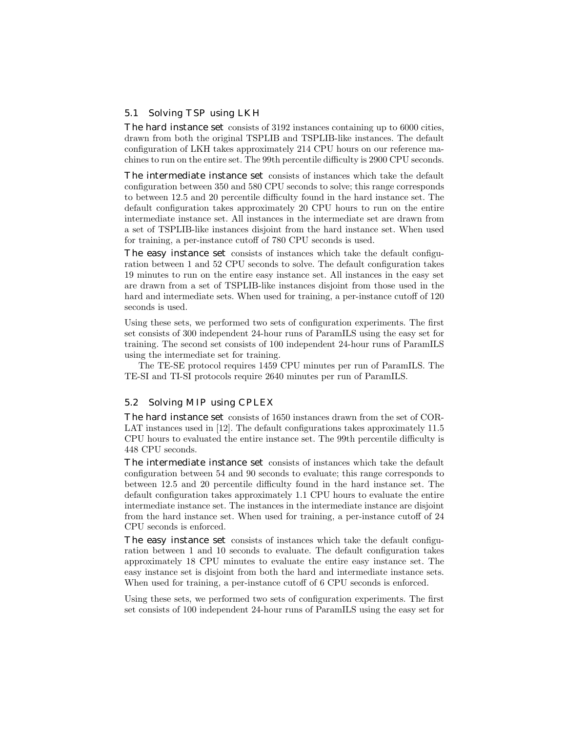### 5.1 Solving TSP using LKH

**The hard instance set** consists of 3192 instances containing up to 6000 cities, drawn from both the original TSPLIB and TSPLIB-like instances. The default configuration of LKH takes approximately 214 CPU hours on our reference machines to run on the entire set. The 99th percentile difficulty is 2900 CPU seconds.

**The intermediate instance set** consists of instances which take the default configuration between 350 and 580 CPU seconds to solve; this range corresponds to between 12.5 and 20 percentile difficulty found in the hard instance set. The default configuration takes approximately 20 CPU hours to run on the entire intermediate instance set. All instances in the intermediate set are drawn from a set of TSPLIB-like instances disjoint from the hard instance set. When used for training, a per-instance cutoff of 780 CPU seconds is used.

**The easy instance set** consists of instances which take the default configuration between 1 and 52 CPU seconds to solve. The default configuration takes 19 minutes to run on the entire easy instance set. All instances in the easy set are drawn from a set of TSPLIB-like instances disjoint from those used in the hard and intermediate sets. When used for training, a per-instance cutoff of 120 seconds is used.

Using these sets, we performed two sets of configuration experiments. The first set consists of 300 independent 24-hour runs of ParamILS using the easy set for training. The second set consists of 100 independent 24-hour runs of ParamILS using the intermediate set for training.

The TE-SE protocol requires 1459 CPU minutes per run of ParamILS. The TE-SI and TI-SI protocols require 2640 minutes per run of ParamILS.

### 5.2 Solving MIP using CPLEX

**The hard instance set** consists of 1650 instances drawn from the set of CORLAT instances used in [12]. The default configurations takes approximately 11.5 CPU hours to evaluated the entire instance set. The 99th percentile difficulty is 448 CPU seconds.

**The intermediate instance set** consists of instances which take the default configuration between 54 and 90 seconds to evaluate; this range corresponds to between 12.5 and 20 percentile difficulty found in the hard instance set. The default configuration takes approximately 1.1 CPU hours to evaluate the entire intermediate instance set. The instances in the intermediate instance are disjoint from the hard instance set. When used for training, a per-instance cutoff of 24 CPU seconds is enforced.

**The easy instance set** consists of instances which take the default configuration between 1 and 10 seconds to evaluate. The default configuration takes approximately 18 CPU minutes to evaluate the entire easy instance set. The easy instance set is disjoint from both the hard and intermediate instance sets. When used for training, a per-instance cutoff of 6 CPU seconds is enforced.

Using these sets, we performed two sets of configuration experiments. The first set consists of 100 independent 24-hour runs of ParamILS using the easy set for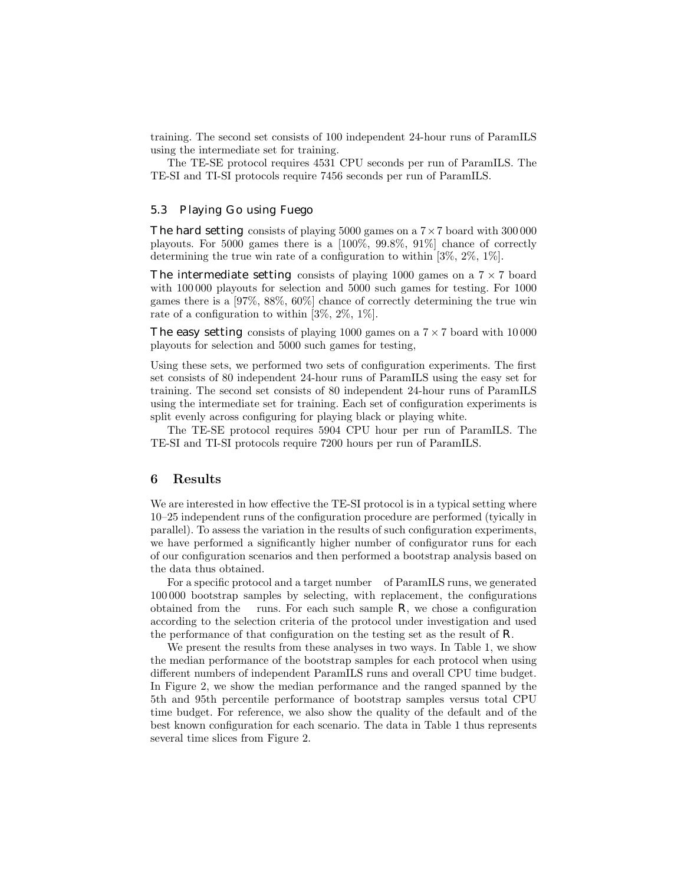training. The second set consists of 100 independent 24-hour runs of ParamILS using the intermediate set for training.

The TE-SE protocol requires 4531 CPU seconds per run of ParamILS. The TE-SI and TI-SI protocols require 7456 seconds per run of ParamILS.

### 5.3 Playing Go using Fuego

**The hard setting** consists of playing 5000 games on a $7 \times 7$ board with 300 000 playouts. For 5000 games there is a [100%, 99.8%, 91%] chance of correctly determining the true win rate of a configuration to within [3%, 2%, 1%].

**The intermediate setting** consists of playing 1000 games on a $7 \times 7$ board with 100 000 playouts for selection and 5000 such games for testing. For 1000 games there is a [97%, 88%, 60%] chance of correctly determining the true win rate of a configuration to within [3%, 2%, 1%].

**The easy setting** consists of playing 1000 games on a $7 \times 7$ board with 10 000 playouts for selection and 5000 such games for testing,

Using these sets, we performed two sets of configuration experiments. The first set consists of 80 independent 24-hour runs of ParamILS using the easy set for training. The second set consists of 80 independent 24-hour runs of ParamILS using the intermediate set for training. Each set of configuration experiments is split evenly across configuring for playing black or playing white.

The TE-SE protocol requires 5904 CPU hour per run of ParamILS. The TE-SI and TI-SI protocols require 7200 hours per run of ParamILS.

## 6 Results

We are interested in how effective the TE-SI protocol is in a typical setting where 10–25 independent runs of the configuration procedure are performed (tyically in parallel). To assess the variation in the results of such configuration experiments, we have performed a significantly higher number of configurator runs for each of our configuration scenarios and then performed a bootstrap analysis based on the data thus obtained.

For a specific protocol and a target number of ParamILS runs, we generated 100 000 bootstrap samples by selecting, with replacement, the configurations obtained from the runs. For each such sample $R$, we chose a configuration according to the selection criteria of the protocol under investigation and used the performance of that configuration on the testing set as the result of $R$.

We present the results from these analyses in two ways. In Table 1, we show the median performance of the bootstrap samples for each protocol when using different numbers of independent ParamILS runs and overall CPU time budget. In Figure 2, we show the median performance and the ranged spanned by the 5th and 95th percentile performance of bootstrap samples versus total CPU time budget. For reference, we also show the quality of the default and of the best known configuration for each scenario. The data in Table 1 thus represents several time slices from Figure 2.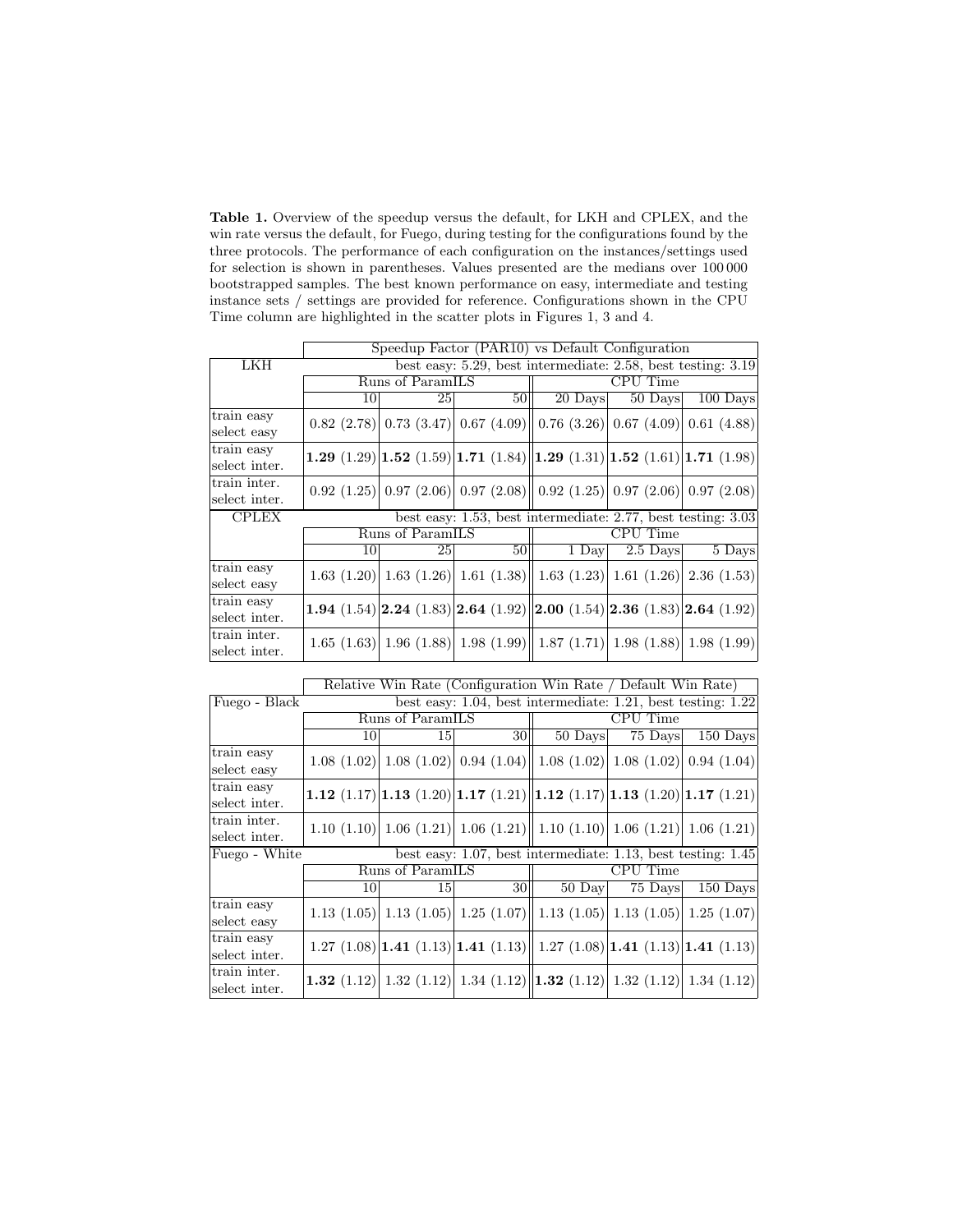**Table 1.** Overview of the speedup versus the default, for LKH and CPLEX, and the win rate versus the default, for Fuego, during testing for the configurations found by the three protocols. The performance of each configuration on the instances/settings used for selection is shown in parentheses. Values presented are the medians over 100 000 bootstrapped samples. The best known performance on easy, intermediate and testing instance sets / settings are provided for reference. Configurations shown in the CPU Time column are highlighted in the scatter plots in Figures 1, 3 and 4.

| | Speedup Factor (PAR10) vs Default Configuration | | | | | |
|---|---|---|---|---|---|---|
| LKH | best easy: 5.29, best intermediate: 2.58, best testing: 3.19 | | | | | |
| | Runs of ParamILS | | | CPU Time | | |
| | 10 | 25 | 50 | 20 Days | 50 Days | 100 Days |
| train easy select easy | 0.82 (2.78) | 0.73 (3.47) | 0.67 (4.09) | 0.76 (3.26) | 0.67 (4.09) | 0.61 (4.88) |
| train easy select inter. | **1.29** (1.29) | **1.52** (1.59) | **1.71** (1.84) | **1.29** (1.31) | **1.52** (1.61) | **1.71** (1.98) |
| train inter. select inter. | 0.92 (1.25) | 0.97 (2.06) | 0.97 (2.08) | 0.92 (1.25) | 0.97 (2.06) | 0.97 (2.08) |
| CPLEX | best easy: 1.53, best intermediate: 2.77, best testing: 3.03 | | | | | |
| | Runs of ParamILS | | | CPU Time | | |
| | 10 | 25 | 50 | 1 Day | 2.5 Days | 5 Days |
| train easy select easy | 1.63 (1.20) | 1.63 (1.26) | 1.61 (1.38) | 1.63 (1.23) | 1.61 (1.26) | 2.36 (1.53) |
| train easy select inter. | **1.94** (1.54) | **2.24** (1.83) | **2.64** (1.92) | **2.00** (1.54) | **2.36** (1.83) | **2.64** (1.92) |
| train inter. select inter. | 1.65 (1.63) | 1.96 (1.88) | 1.98 (1.99) | 1.87 (1.71) | 1.98 (1.88) | 1.98 (1.99) |

| | Relative Win Rate (Configuration Win Rate / Default Win Rate) | | | | | |
|---|---|---|---|---|---|---|
| Fuego - Black | best easy: 1.04, best intermediate: 1.21, best testing: 1.22 | | | | | |
| | Runs of ParamILS | | | CPU Time | | |
| | 10 | 15 | 30 | 50 Days | 75 Days | 150 Days |
| train easy select easy | 1.08 (1.02) | 1.08 (1.02) | 0.94 (1.04) | 1.08 (1.02) | 1.08 (1.02) | 0.94 (1.04) |
| train easy select inter. | **1.12** (1.17) | **1.13** (1.20) | **1.17** (1.21) | **1.12** (1.17) | **1.13** (1.20) | **1.17** (1.21) |
| train inter. select inter. | 1.10 (1.10) | 1.06 (1.21) | 1.06 (1.21) | 1.10 (1.10) | 1.06 (1.21) | 1.06 (1.21) |
| Fuego - White | best easy: 1.07, best intermediate: 1.13, best testing: 1.45 | | | | | |
| | Runs of ParamILS | | | CPU Time | | |
| | 10 | 15 | 30 | 50 Day | 75 Days | 150 Days |
| train easy select easy | 1.13 (1.05) | 1.13 (1.05) | 1.25 (1.07) | 1.13 (1.05) | 1.13 (1.05) | 1.25 (1.07) |
| train easy select inter. | 1.27 (1.08) | **1.41** (1.13) | **1.41** (1.13) | 1.27 (1.08) | **1.41** (1.13) | **1.41** (1.13) |
| train inter. select inter. | **1.32** (1.12) | 1.32 (1.12) | 1.34 (1.12) | **1.32** (1.12) | 1.32 (1.12) | 1.34 (1.12) |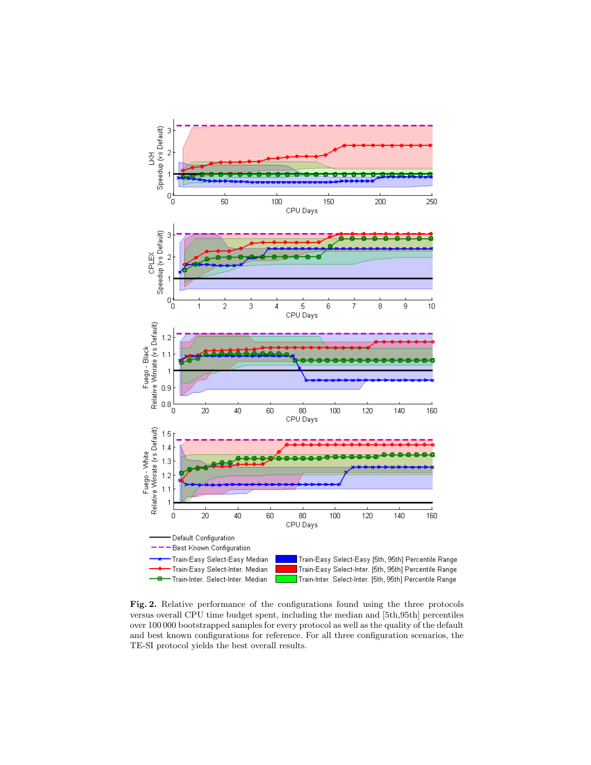**Fig. 2.** Relative performance of the configurations found using the three protocols versus overall CPU time budget spent, including the median and [5th,95th] percentiles over 100 000 bootstrapped samples for every protocol as well as the quality of the default and best known configurations for reference. For all three configuration scenarios, the TE-SI protocol yields the best overall results.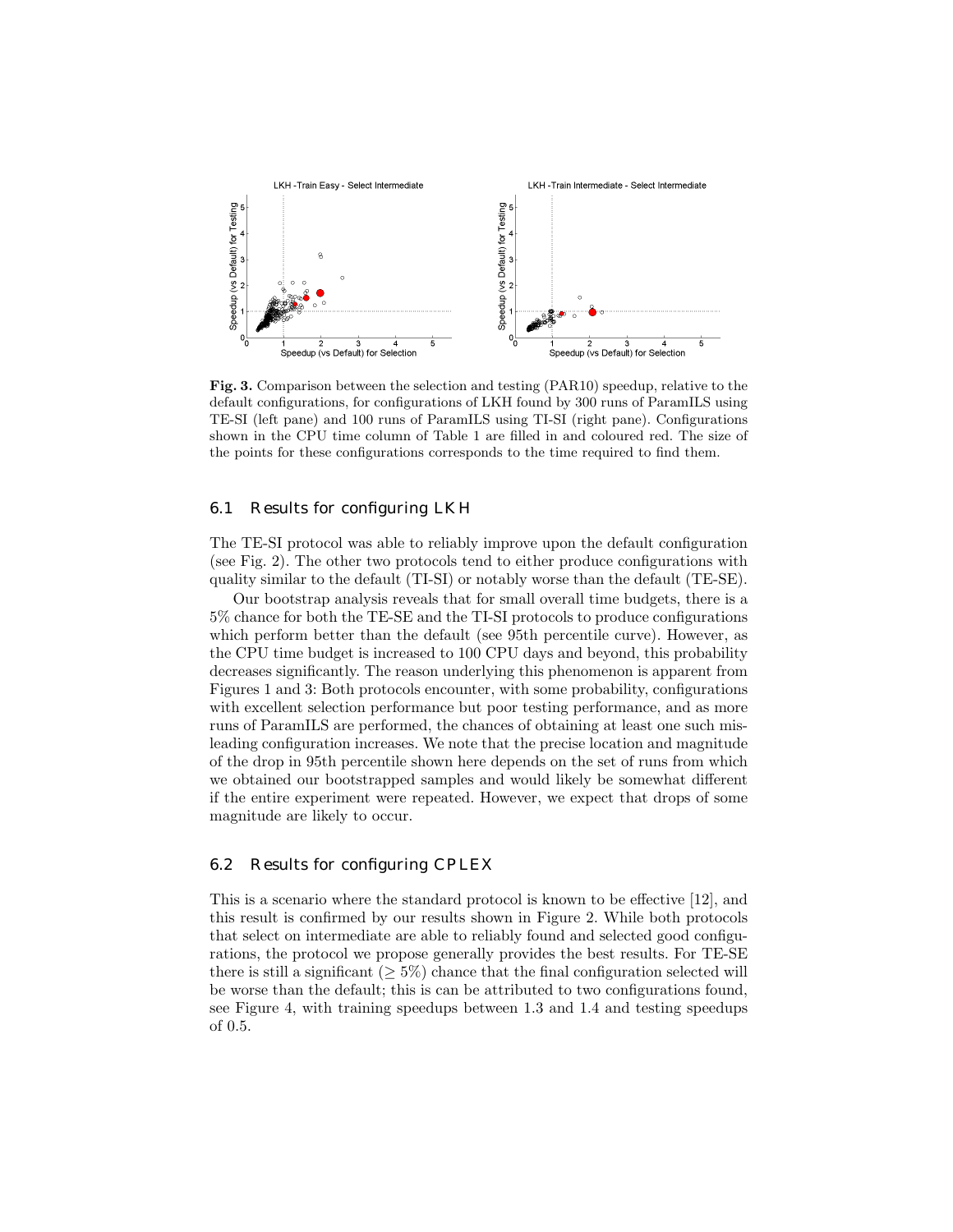**Fig. 3.** Comparison between the selection and testing (PAR10) speedup, relative to the default configurations, for configurations of LKH found by 300 runs of ParamILS using TE-SI (left pane) and 100 runs of ParamILS using TI-SI (right pane). Configurations shown in the CPU time column of Table 1 are filled in and coloured red. The size of the points for these configurations corresponds to the time required to find them.

### 6.1 Results for configuring LKH

The TE-SI protocol was able to reliably improve upon the default configuration (see Fig. 2). The other two protocols tend to either produce configurations with quality similar to the default (TI-SI) or notably worse than the default (TE-SE).

Our bootstrap analysis reveals that for small overall time budgets, there is a 5% chance for both the TE-SE and the TI-SI protocols to produce configurations which perform better than the default (see 95th percentile curve). However, as the CPU time budget is increased to 100 CPU days and beyond, this probability decreases significantly. The reason underlying this phenomenon is apparent from Figures 1 and 3: Both protocols encounter, with some probability, configurations with excellent selection performance but poor testing performance, and as more runs of ParamILS are performed, the chances of obtaining at least one such misleading configuration increases. We note that the precise location and magnitude of the drop in 95th percentile shown here depends on the set of runs from which we obtained our bootstrapped samples and would likely be somewhat different if the entire experiment were repeated. However, we expect that drops of some magnitude are likely to occur.

### 6.2 Results for configuring CPLEX

This is a scenario where the standard protocol is known to be effective [12], and this result is confirmed by our results shown in Figure 2. While both protocols that select on intermediate are able to reliably found and selected good configurations, the protocol we propose generally provides the best results. For TE-SE there is still a significant ($\geq 5\%$) chance that the final configuration selected will be worse than the default; this is can be attributed to two configurations found, see Figure 4, with training speedups between 1.3 and 1.4 and testing speedups of 0.5.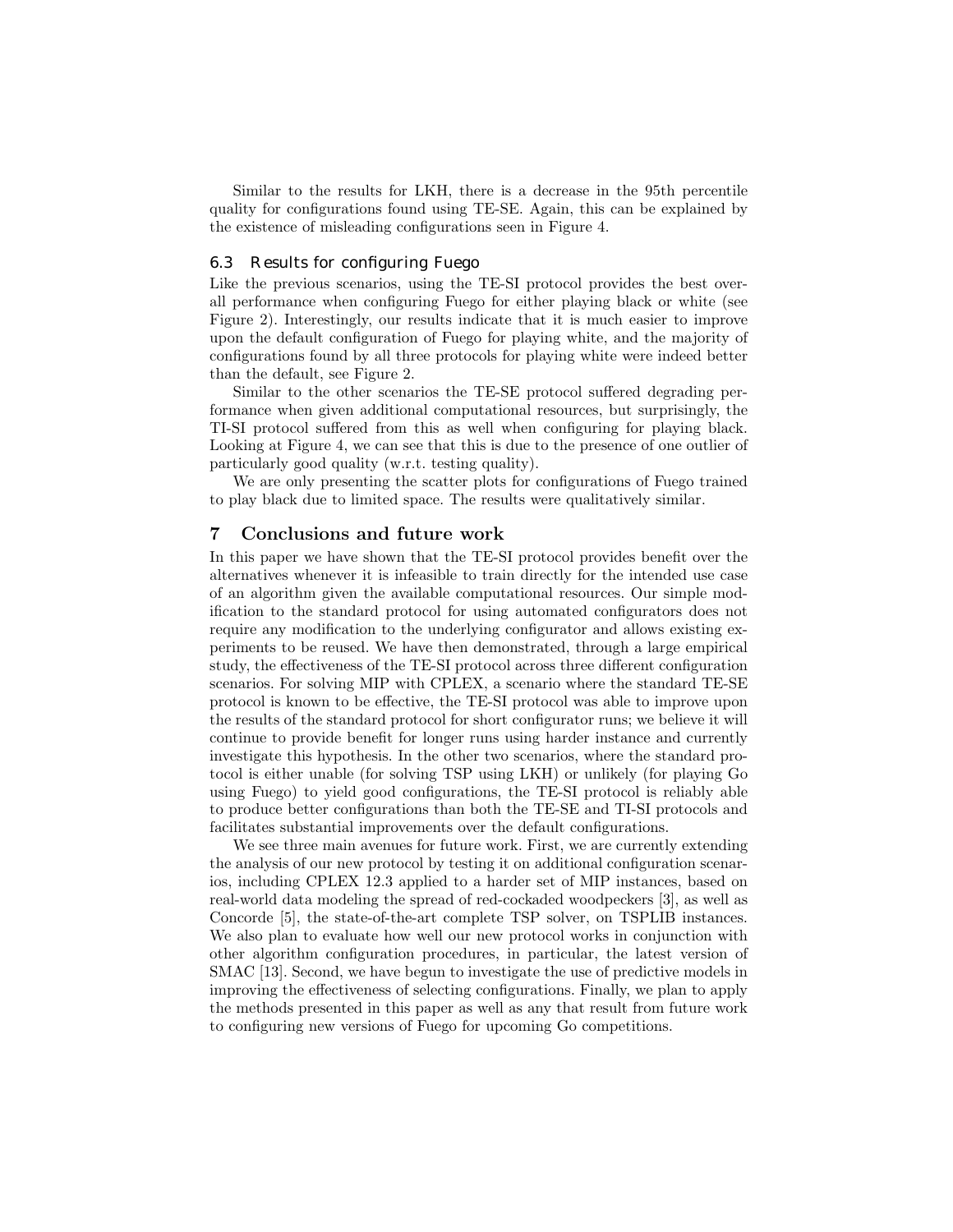Similar to the results for LKH, there is a decrease in the 95th percentile quality for configurations found using TE-SE. Again, this can be explained by the existence of misleading configurations seen in Figure 4.

### 6.3 Results for configuring Fuego

Like the previous scenarios, using the TE-SI protocol provides the best overall performance when configuring Fuego for either playing black or white (see Figure 2). Interestingly, our results indicate that it is much easier to improve upon the default configuration of Fuego for playing white, and the majority of configurations found by all three protocols for playing white were indeed better than the default, see Figure 2.

Similar to the other scenarios the TE-SE protocol suffered degrading performance when given additional computational resources, but surprisingly, the TI-SI protocol suffered from this as well when configuring for playing black. Looking at Figure 4, we can see that this is due to the presence of one outlier of particularly good quality (w.r.t. testing quality).

We are only presenting the scatter plots for configurations of Fuego trained to play black due to limited space. The results were qualitatively similar.

## 7 Conclusions and future work

In this paper we have shown that the TE-SI protocol provides benefit over the alternatives whenever it is infeasible to train directly for the intended use case of an algorithm given the available computational resources. Our simple modification to the standard protocol for using automated configurators does not require any modification to the underlying configurator and allows existing experiments to be reused. We have then demonstrated, through a large empirical study, the effectiveness of the TE-SI protocol across three different configuration scenarios. For solving MIP with CPLEX, a scenario where the standard TE-SE protocol is known to be effective, the TE-SI protocol was able to improve upon the results of the standard protocol for short configurator runs; we believe it will continue to provide benefit for longer runs using harder instance and currently investigate this hypothesis. In the other two scenarios, where the standard protocol is either unable (for solving TSP using LKH) or unlikely (for playing Go using Fuego) to yield good configurations, the TE-SI protocol is reliably able to produce better configurations than both the TE-SE and TI-SI protocols and facilitates substantial improvements over the default configurations.

We see three main avenues for future work. First, we are currently extending the analysis of our new protocol by testing it on additional configuration scenarios, including CPLEX 12.3 applied to a harder set of MIP instances, based on real-world data modeling the spread of red-cockaded woodpeckers [3], as well as Concorde [5], the state-of-the-art complete TSP solver, on TSPLIB instances. We also plan to evaluate how well our new protocol works in conjunction with other algorithm configuration procedures, in particular, the latest version of SMAC [13]. Second, we have begun to investigate the use of predictive models in improving the effectiveness of selecting configurations. Finally, we plan to apply the methods presented in this paper as well as any that result from future work to configuring new versions of Fuego for upcoming Go competitions.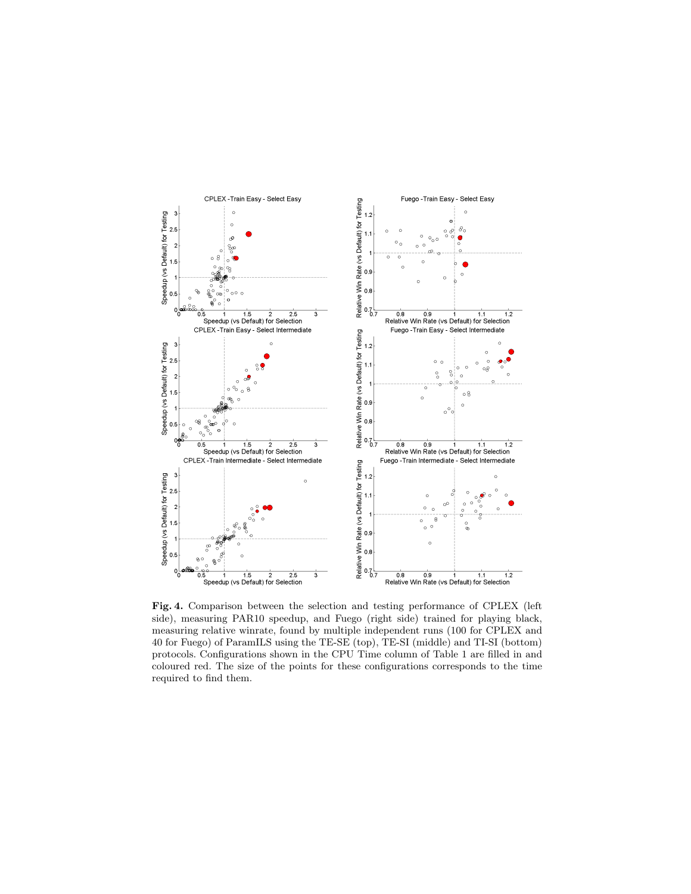**Fig. 4.** Comparison between the selection and testing performance of CPLEX (left side), measuring PAR10 speedup, and Fuego (right side) trained for playing black, measuring relative winrate, found by multiple independent runs (100 for CPLEX and 40 for Fuego) of ParamILS using the TE-SE (top), TE-SI (middle) and TI-SI (bottom) protocols. Configurations shown in the CPU Time column of Table 1 are filled in and coloured red. The size of the points for these configurations corresponds to the time required to find them.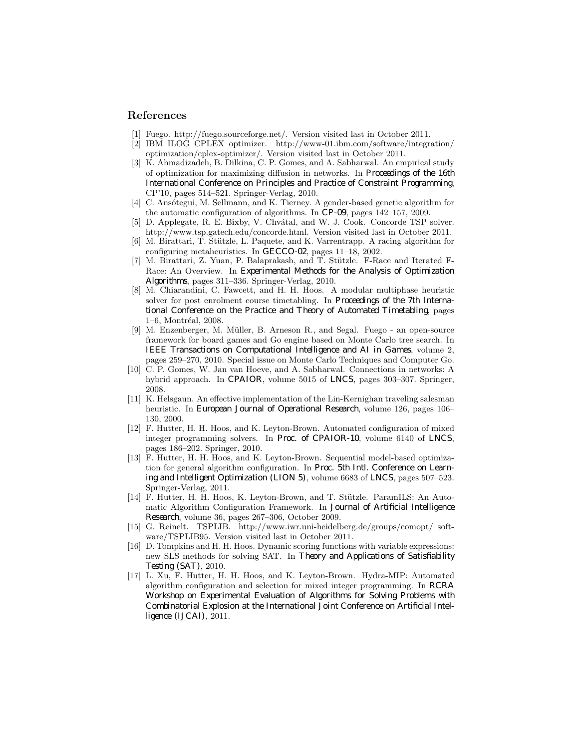## References

[1] Fuego. http://fuego.sourceforge.net/. Version visited last in October 2011.

[2] IBM ILOG CPLEX optimizer. http://www-01.ibm.com/software/integration/optimization/cplex-optimizer/. Version visited last in October 2011.

[3] K. Ahmadizadeh, B. Dilkina, C. P. Gomes, and A. Sabharwal. An empirical study of optimization for maximizing diffusion in networks. In *Proceedings of the 16th International Conference on Principles and Practice of Constraint Programming*, CP'10, pages 514–521. Springer-Verlag, 2010.

[4] C. Ansótegui, M. Sellmann, and K. Tierney. A gender-based genetic algorithm for the automatic configuration of algorithms. In *CP-09*, pages 142–157, 2009.

[5] D. Applegate, R. E. Bixby, V. Chvátal, and W. J. Cook. Concorde TSP solver. http://www.tsp.gatech.edu/concorde.html. Version visited last in October 2011.

[6] M. Birattari, T. Stützle, L. Paquete, and K. Varrentrapp. A racing algorithm for configuring metaheuristics. In *GECCO-02*, pages 11–18, 2002.

[7] M. Birattari, Z. Yuan, P. Balaprakash, and T. Stützle. F-Race and Iterated F-Race: An Overview. In *Experimental Methods for the Analysis of Optimization Algorithms*, pages 311–336. Springer-Verlag, 2010.

[8] M. Chiarandini, C. Fawcett, and H. H. Hoos. A modular multiphase heuristic solver for post enrolment course timetabling. In *Proceedings of the 7th International Conference on the Practice and Theory of Automated Timetabling*, pages 1–6, Montréal, 2008.

[9] M. Enzenberger, M. Müller, B. Arneson R., and Segal. Fuego - an open-source framework for board games and Go engine based on Monte Carlo tree search. In *IEEE Transactions on Computational Intelligence and AI in Games*, volume 2, pages 259–270, 2010. Special issue on Monte Carlo Techniques and Computer Go.

[10] C. P. Gomes, W. Jan van Hoeve, and A. Sabharwal. Connections in networks: A hybrid approach. In *CPAIOR*, volume 5015 of *LNCS*, pages 303–307. Springer, 2008.

[11] K. Helsgaun. An effective implementation of the Lin-Kernighan traveling salesman heuristic. In *European Journal of Operational Research*, volume 126, pages 106–130, 2000.

[12] F. Hutter, H. H. Hoos, and K. Leyton-Brown. Automated configuration of mixed integer programming solvers. In *Proc. of CPAIOR-10*, volume 6140 of *LNCS*, pages 186–202. Springer, 2010.

[13] F. Hutter, H. H. Hoos, and K. Leyton-Brown. Sequential model-based optimization for general algorithm configuration. In *Proc. 5th Intl. Conference on Learning and Intelligent Optimization (LION 5)*, volume 6683 of *LNCS*, pages 507–523. Springer-Verlag, 2011.

[14] F. Hutter, H. H. Hoos, K. Leyton-Brown, and T. Stützle. ParamILS: An Automatic Algorithm Configuration Framework. In *Journal of Artificial Intelligence Research*, volume 36, pages 267–306, October 2009.

[15] G. Reinelt. TSPLIB. http://www.iwr.uni-heidelberg.de/groups/comopt/software/TSPLIB95. Version visited last in October 2011.

[16] D. Tompkins and H. H. Hoos. Dynamic scoring functions with variable expressions: new SLS methods for solving SAT. In *Theory and Applications of Satisfiability Testing (SAT)*, 2010.

[17] L. Xu, F. Hutter, H. H. Hoos, and K. Leyton-Brown. Hydra-MIP: Automated algorithm configuration and selection for mixed integer programming. In *RCRA Workshop on Experimental Evaluation of Algorithms for Solving Problems with Combinatorial Explosion at the International Joint Conference on Artificial Intelligence (IJCAI)*, 2011.